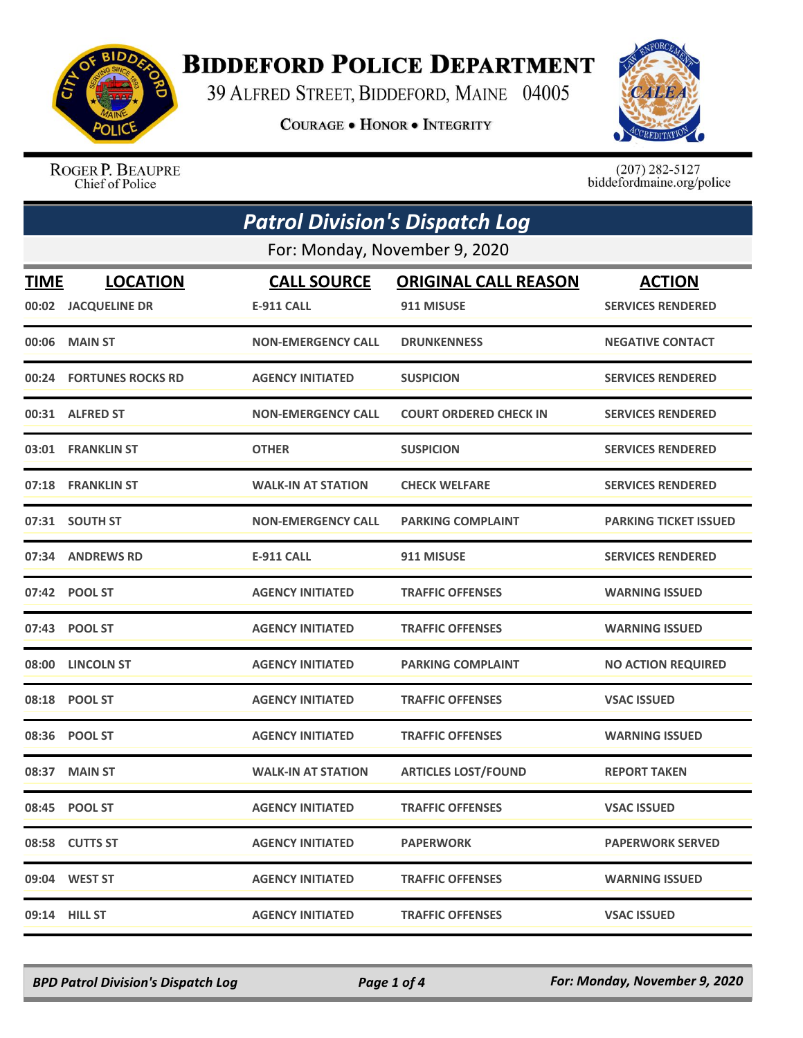# Biddeford Police Department

39 Alfred Street, Biddeford, Maine 04005

**Courage • Honor • Integrity**

Roger P. Beaupre
Chief of Police

(207) 282-5127
biddefordmaine.org/police

## *Patrol Division's Dispatch Log*

For: Monday, November 9, 2020

| TIME | LOCATION | CALL SOURCE | ORIGINAL CALL REASON | ACTION |
|---|---|---|---|---|
| 00:02 | JACQUELINE DR | E-911 CALL | 911 MISUSE | SERVICES RENDERED |
| 00:06 | MAIN ST | NON-EMERGENCY CALL | DRUNKENNESS | NEGATIVE CONTACT |
| 00:24 | FORTUNES ROCKS RD | AGENCY INITIATED | SUSPICION | SERVICES RENDERED |
| 00:31 | ALFRED ST | NON-EMERGENCY CALL | COURT ORDERED CHECK IN | SERVICES RENDERED |
| 03:01 | FRANKLIN ST | OTHER | SUSPICION | SERVICES RENDERED |
| 07:18 | FRANKLIN ST | WALK-IN AT STATION | CHECK WELFARE | SERVICES RENDERED |
| 07:31 | SOUTH ST | NON-EMERGENCY CALL | PARKING COMPLAINT | PARKING TICKET ISSUED |
| 07:34 | ANDREWS RD | E-911 CALL | 911 MISUSE | SERVICES RENDERED |
| 07:42 | POOL ST | AGENCY INITIATED | TRAFFIC OFFENSES | WARNING ISSUED |
| 07:43 | POOL ST | AGENCY INITIATED | TRAFFIC OFFENSES | WARNING ISSUED |
| 08:00 | LINCOLN ST | AGENCY INITIATED | PARKING COMPLAINT | NO ACTION REQUIRED |
| 08:18 | POOL ST | AGENCY INITIATED | TRAFFIC OFFENSES | VSAC ISSUED |
| 08:36 | POOL ST | AGENCY INITIATED | TRAFFIC OFFENSES | WARNING ISSUED |
| 08:37 | MAIN ST | WALK-IN AT STATION | ARTICLES LOST/FOUND | REPORT TAKEN |
| 08:45 | POOL ST | AGENCY INITIATED | TRAFFIC OFFENSES | VSAC ISSUED |
| 08:58 | CUTTS ST | AGENCY INITIATED | PAPERWORK | PAPERWORK SERVED |
| 09:04 | WEST ST | AGENCY INITIATED | TRAFFIC OFFENSES | WARNING ISSUED |
| 09:14 | HILL ST | AGENCY INITIATED | TRAFFIC OFFENSES | VSAC ISSUED |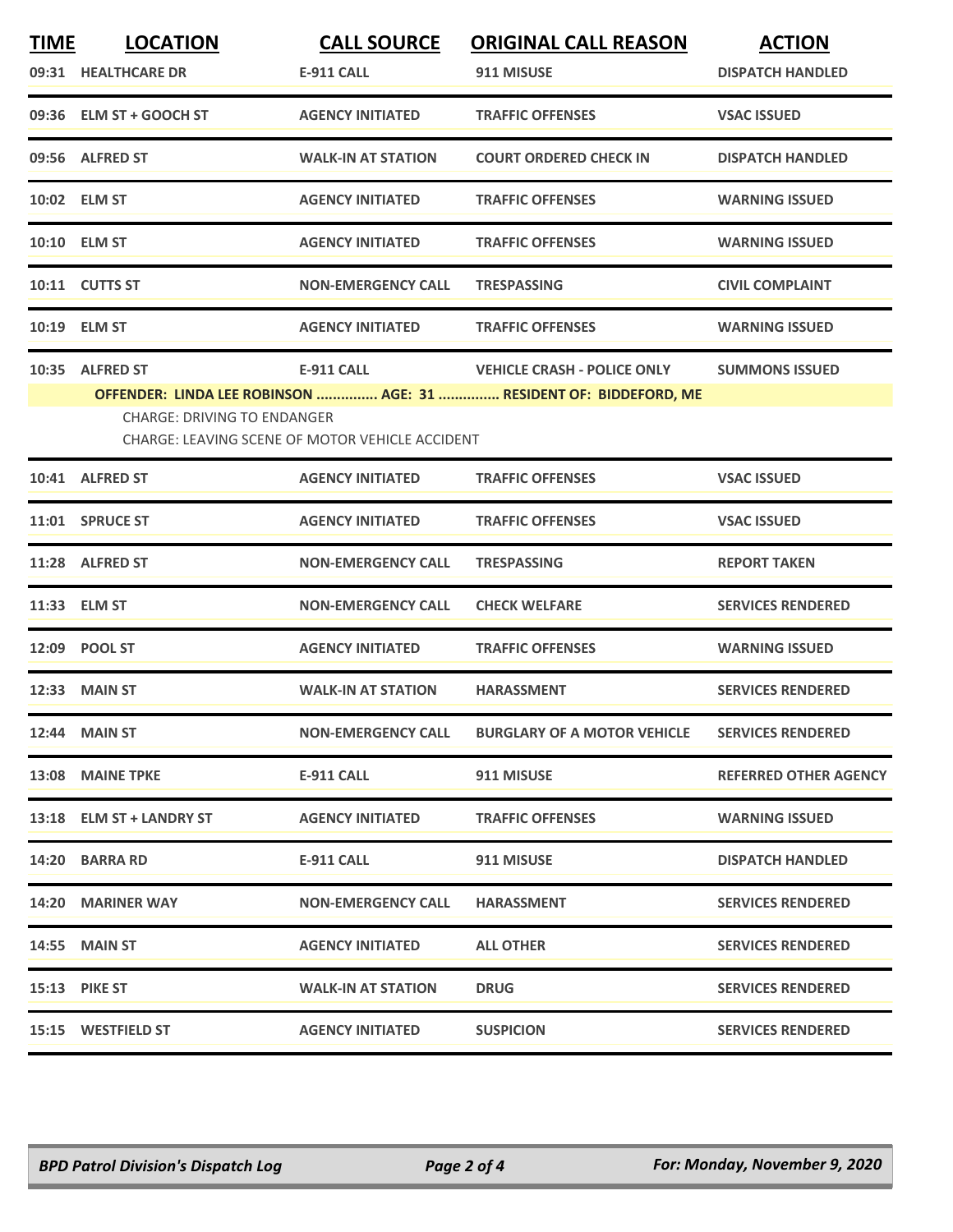| TIME | LOCATION | CALL SOURCE | ORIGINAL CALL REASON | ACTION |
|---|---|---|---|---|
| 09:31 | HEALTHCARE DR | E-911 CALL | 911 MISUSE | DISPATCH HANDLED |
| 09:36 | ELM ST + GOOCH ST | AGENCY INITIATED | TRAFFIC OFFENSES | VSAC ISSUED |
| 09:56 | ALFRED ST | WALK-IN AT STATION | COURT ORDERED CHECK IN | DISPATCH HANDLED |
| 10:02 | ELM ST | AGENCY INITIATED | TRAFFIC OFFENSES | WARNING ISSUED |
| 10:10 | ELM ST | AGENCY INITIATED | TRAFFIC OFFENSES | WARNING ISSUED |
| 10:11 | CUTTS ST | NON-EMERGENCY CALL | TRESPASSING | CIVIL COMPLAINT |
| 10:19 | ELM ST | AGENCY INITIATED | TRAFFIC OFFENSES | WARNING ISSUED |
| 10:35 | ALFRED ST | E-911 CALL | VEHICLE CRASH - POLICE ONLY | SUMMONS ISSUED |

**OFFENDER: LINDA LEE ROBINSON ............... AGE: 31 ............... RESIDENT OF: BIDDEFORD, ME**

CHARGE: DRIVING TO ENDANGER
CHARGE: LEAVING SCENE OF MOTOR VEHICLE ACCIDENT

| TIME | LOCATION | CALL SOURCE | ORIGINAL CALL REASON | ACTION |
|---|---|---|---|---|
| 10:41 | ALFRED ST | AGENCY INITIATED | TRAFFIC OFFENSES | VSAC ISSUED |
| 11:01 | SPRUCE ST | AGENCY INITIATED | TRAFFIC OFFENSES | VSAC ISSUED |
| 11:28 | ALFRED ST | NON-EMERGENCY CALL | TRESPASSING | REPORT TAKEN |
| 11:33 | ELM ST | NON-EMERGENCY CALL | CHECK WELFARE | SERVICES RENDERED |
| 12:09 | POOL ST | AGENCY INITIATED | TRAFFIC OFFENSES | WARNING ISSUED |
| 12:33 | MAIN ST | WALK-IN AT STATION | HARASSMENT | SERVICES RENDERED |
| 12:44 | MAIN ST | NON-EMERGENCY CALL | BURGLARY OF A MOTOR VEHICLE | SERVICES RENDERED |
| 13:08 | MAINE TPKE | E-911 CALL | 911 MISUSE | REFERRED OTHER AGENCY |
| 13:18 | ELM ST + LANDRY ST | AGENCY INITIATED | TRAFFIC OFFENSES | WARNING ISSUED |
| 14:20 | BARRA RD | E-911 CALL | 911 MISUSE | DISPATCH HANDLED |
| 14:20 | MARINER WAY | NON-EMERGENCY CALL | HARASSMENT | SERVICES RENDERED |
| 14:55 | MAIN ST | AGENCY INITIATED | ALL OTHER | SERVICES RENDERED |
| 15:13 | PIKE ST | WALK-IN AT STATION | DRUG | SERVICES RENDERED |
| 15:15 | WESTFIELD ST | AGENCY INITIATED | SUSPICION | SERVICES RENDERED |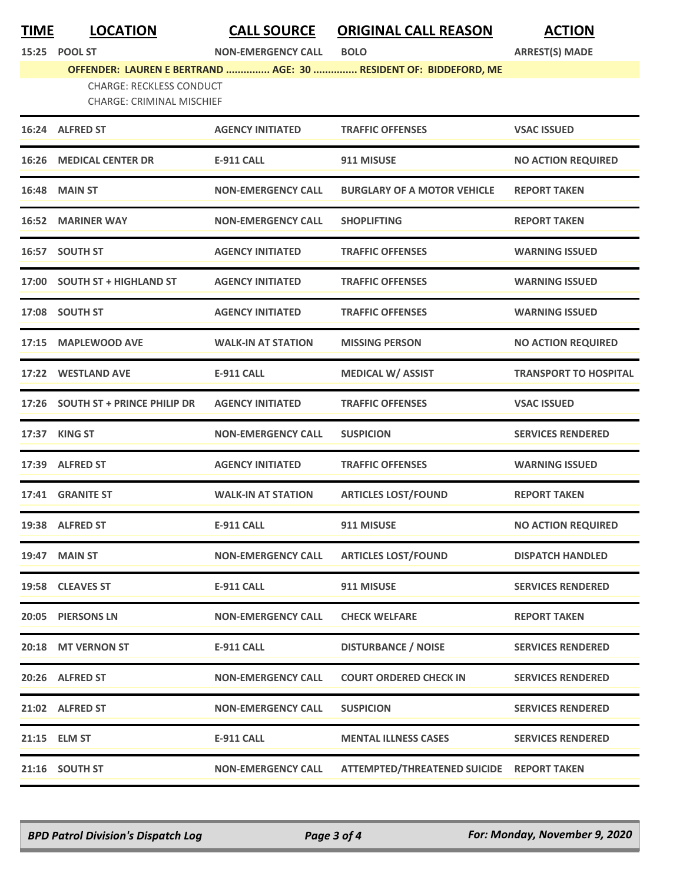| TIME | LOCATION | CALL SOURCE | ORIGINAL CALL REASON | ACTION |
|---|---|---|---|---|
| 15:25 | POOL ST | NON-EMERGENCY CALL | BOLO | ARREST(S) MADE |
| | **OFFENDER: LAUREN E BERTRAND ............... AGE: 30 ............... RESIDENT OF: BIDDEFORD, ME** | | | |
| | CHARGE: RECKLESS CONDUCT | | | |
| | CHARGE: CRIMINAL MISCHIEF | | | |
| 16:24 | ALFRED ST | AGENCY INITIATED | TRAFFIC OFFENSES | VSAC ISSUED |
| 16:26 | MEDICAL CENTER DR | E-911 CALL | 911 MISUSE | NO ACTION REQUIRED |
| 16:48 | MAIN ST | NON-EMERGENCY CALL | BURGLARY OF A MOTOR VEHICLE | REPORT TAKEN |
| 16:52 | MARINER WAY | NON-EMERGENCY CALL | SHOPLIFTING | REPORT TAKEN |
| 16:57 | SOUTH ST | AGENCY INITIATED | TRAFFIC OFFENSES | WARNING ISSUED |
| 17:00 | SOUTH ST + HIGHLAND ST | AGENCY INITIATED | TRAFFIC OFFENSES | WARNING ISSUED |
| 17:08 | SOUTH ST | AGENCY INITIATED | TRAFFIC OFFENSES | WARNING ISSUED |
| 17:15 | MAPLEWOOD AVE | WALK-IN AT STATION | MISSING PERSON | NO ACTION REQUIRED |
| 17:22 | WESTLAND AVE | E-911 CALL | MEDICAL W/ ASSIST | TRANSPORT TO HOSPITAL |
| 17:26 | SOUTH ST + PRINCE PHILIP DR | AGENCY INITIATED | TRAFFIC OFFENSES | VSAC ISSUED |
| 17:37 | KING ST | NON-EMERGENCY CALL | SUSPICION | SERVICES RENDERED |
| 17:39 | ALFRED ST | AGENCY INITIATED | TRAFFIC OFFENSES | WARNING ISSUED |
| 17:41 | GRANITE ST | WALK-IN AT STATION | ARTICLES LOST/FOUND | REPORT TAKEN |
| 19:38 | ALFRED ST | E-911 CALL | 911 MISUSE | NO ACTION REQUIRED |
| 19:47 | MAIN ST | NON-EMERGENCY CALL | ARTICLES LOST/FOUND | DISPATCH HANDLED |
| 19:58 | CLEAVES ST | E-911 CALL | 911 MISUSE | SERVICES RENDERED |
| 20:05 | PIERSONS LN | NON-EMERGENCY CALL | CHECK WELFARE | REPORT TAKEN |
| 20:18 | MT VERNON ST | E-911 CALL | DISTURBANCE / NOISE | SERVICES RENDERED |
| 20:26 | ALFRED ST | NON-EMERGENCY CALL | COURT ORDERED CHECK IN | SERVICES RENDERED |
| 21:02 | ALFRED ST | NON-EMERGENCY CALL | SUSPICION | SERVICES RENDERED |
| 21:15 | ELM ST | E-911 CALL | MENTAL ILLNESS CASES | SERVICES RENDERED |
| 21:16 | SOUTH ST | NON-EMERGENCY CALL | ATTEMPTED/THREATENED SUICIDE | REPORT TAKEN |

*BPD Patrol Division's Dispatch Log* — *For: Monday, November 9, 2020*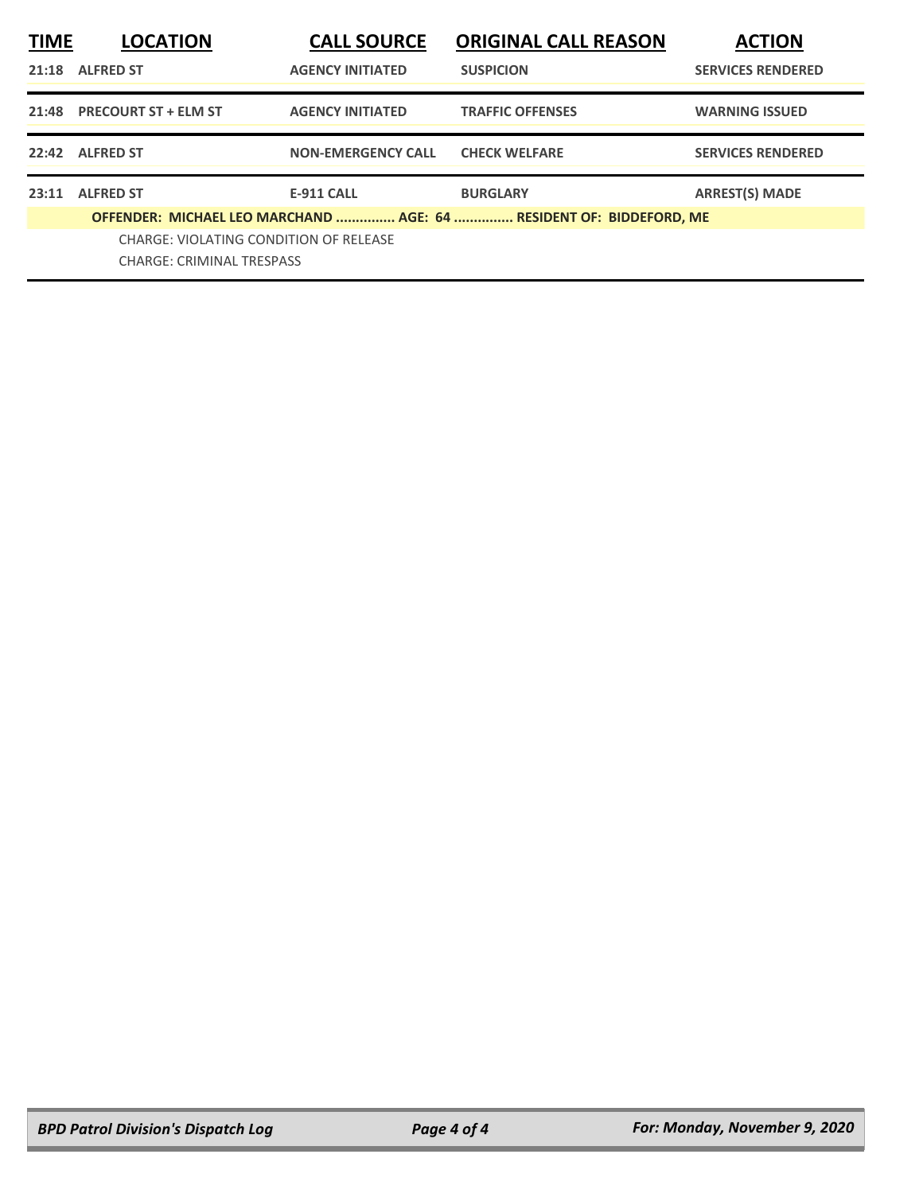| TIME | LOCATION | CALL SOURCE | ORIGINAL CALL REASON | ACTION |
|---|---|---|---|---|
| 21:18 | ALFRED ST | AGENCY INITIATED | SUSPICION | SERVICES RENDERED |
| 21:48 | PRECOURT ST + ELM ST | AGENCY INITIATED | TRAFFIC OFFENSES | WARNING ISSUED |
| 22:42 | ALFRED ST | NON-EMERGENCY CALL | CHECK WELFARE | SERVICES RENDERED |
| 23:11 | ALFRED ST | E-911 CALL | BURGLARY | ARREST(S) MADE |

**OFFENDER: MICHAEL LEO MARCHAND ............... AGE: 64 ............... RESIDENT OF: BIDDEFORD, ME**

CHARGE: VIOLATING CONDITION OF RELEASE
CHARGE: CRIMINAL TRESPASS